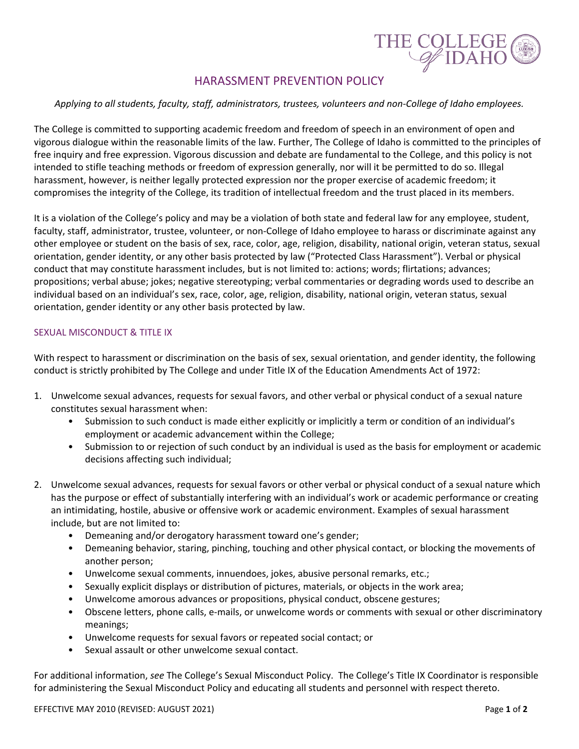# HARASSMENT PREVENTION POLICY

*Applying to all students, faculty, staff, administrators, trustees, volunteers and non-College of Idaho employees.*

The College is committed to supporting academic freedom and freedom of speech in an environment of open and vigorous dialogue within the reasonable limits of the law. Further, The College of Idaho is committed to the principles of free inquiry and free expression. Vigorous discussion and debate are fundamental to the College, and this policy is not intended to stifle teaching methods or freedom of expression generally, nor will it be permitted to do so. Illegal harassment, however, is neither legally protected expression nor the proper exercise of academic freedom; it compromises the integrity of the College, its tradition of intellectual freedom and the trust placed in its members.

It is a violation of the College's policy and may be a violation of both state and federal law for any employee, student, faculty, staff, administrator, trustee, volunteer, or non-College of Idaho employee to harass or discriminate against any other employee or student on the basis of sex, race, color, age, religion, disability, national origin, veteran status, sexual orientation, gender identity, or any other basis protected by law ("Protected Class Harassment"). Verbal or physical conduct that may constitute harassment includes, but is not limited to: actions; words; flirtations; advances; propositions; verbal abuse; jokes; negative stereotyping; verbal commentaries or degrading words used to describe an individual based on an individual's sex, race, color, age, religion, disability, national origin, veteran status, sexual orientation, gender identity or any other basis protected by law.

## SEXUAL MISCONDUCT & TITLE IX

With respect to harassment or discrimination on the basis of sex, sexual orientation, and gender identity, the following conduct is strictly prohibited by The College and under Title IX of the Education Amendments Act of 1972:

1. Unwelcome sexual advances, requests for sexual favors, and other verbal or physical conduct of a sexual nature constitutes sexual harassment when:
   - Submission to such conduct is made either explicitly or implicitly a term or condition of an individual's employment or academic advancement within the College;
   - Submission to or rejection of such conduct by an individual is used as the basis for employment or academic decisions affecting such individual;

2. Unwelcome sexual advances, requests for sexual favors or other verbal or physical conduct of a sexual nature which has the purpose or effect of substantially interfering with an individual's work or academic performance or creating an intimidating, hostile, abusive or offensive work or academic environment. Examples of sexual harassment include, but are not limited to:
   - Demeaning and/or derogatory harassment toward one's gender;
   - Demeaning behavior, staring, pinching, touching and other physical contact, or blocking the movements of another person;
   - Unwelcome sexual comments, innuendoes, jokes, abusive personal remarks, etc.;
   - Sexually explicit displays or distribution of pictures, materials, or objects in the work area;
   - Unwelcome amorous advances or propositions, physical conduct, obscene gestures;
   - Obscene letters, phone calls, e-mails, or unwelcome words or comments with sexual or other discriminatory meanings;
   - Unwelcome requests for sexual favors or repeated social contact; or
   - Sexual assault or other unwelcome sexual contact.

For additional information, *see* The College's Sexual Misconduct Policy. The College's Title IX Coordinator is responsible for administering the Sexual Misconduct Policy and educating all students and personnel with respect thereto.

EFFECTIVE MAY 2010 (REVISED: AUGUST 2021)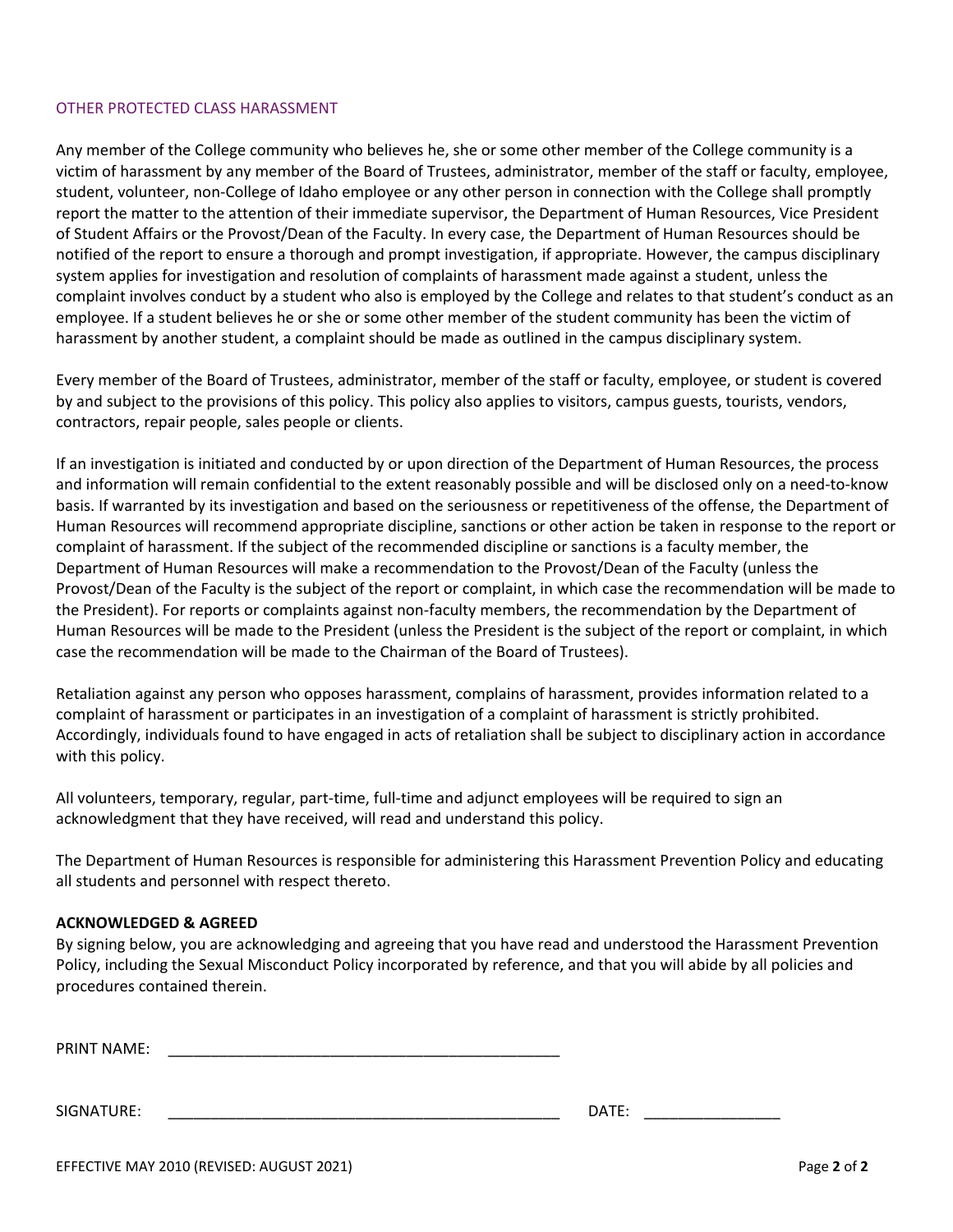## OTHER PROTECTED CLASS HARASSMENT

Any member of the College community who believes he, she or some other member of the College community is a victim of harassment by any member of the Board of Trustees, administrator, member of the staff or faculty, employee, student, volunteer, non-College of Idaho employee or any other person in connection with the College shall promptly report the matter to the attention of their immediate supervisor, the Department of Human Resources, Vice President of Student Affairs or the Provost/Dean of the Faculty. In every case, the Department of Human Resources should be notified of the report to ensure a thorough and prompt investigation, if appropriate. However, the campus disciplinary system applies for investigation and resolution of complaints of harassment made against a student, unless the complaint involves conduct by a student who also is employed by the College and relates to that student's conduct as an employee. If a student believes he or she or some other member of the student community has been the victim of harassment by another student, a complaint should be made as outlined in the campus disciplinary system.

Every member of the Board of Trustees, administrator, member of the staff or faculty, employee, or student is covered by and subject to the provisions of this policy. This policy also applies to visitors, campus guests, tourists, vendors, contractors, repair people, sales people or clients.

If an investigation is initiated and conducted by or upon direction of the Department of Human Resources, the process and information will remain confidential to the extent reasonably possible and will be disclosed only on a need-to-know basis. If warranted by its investigation and based on the seriousness or repetitiveness of the offense, the Department of Human Resources will recommend appropriate discipline, sanctions or other action be taken in response to the report or complaint of harassment. If the subject of the recommended discipline or sanctions is a faculty member, the Department of Human Resources will make a recommendation to the Provost/Dean of the Faculty (unless the Provost/Dean of the Faculty is the subject of the report or complaint, in which case the recommendation will be made to the President). For reports or complaints against non-faculty members, the recommendation by the Department of Human Resources will be made to the President (unless the President is the subject of the report or complaint, in which case the recommendation will be made to the Chairman of the Board of Trustees).

Retaliation against any person who opposes harassment, complains of harassment, provides information related to a complaint of harassment or participates in an investigation of a complaint of harassment is strictly prohibited. Accordingly, individuals found to have engaged in acts of retaliation shall be subject to disciplinary action in accordance with this policy.

All volunteers, temporary, regular, part-time, full-time and adjunct employees will be required to sign an acknowledgment that they have received, will read and understand this policy.

The Department of Human Resources is responsible for administering this Harassment Prevention Policy and educating all students and personnel with respect thereto.

**ACKNOWLEDGED & AGREED**

By signing below, you are acknowledging and agreeing that you have read and understood the Harassment Prevention Policy, including the Sexual Misconduct Policy incorporated by reference, and that you will abide by all policies and procedures contained therein.

PRINT NAME: ______________________________________________

SIGNATURE: ______________________________________________ DATE: ________________

EFFECTIVE MAY 2010 (REVISED: AUGUST 2021)